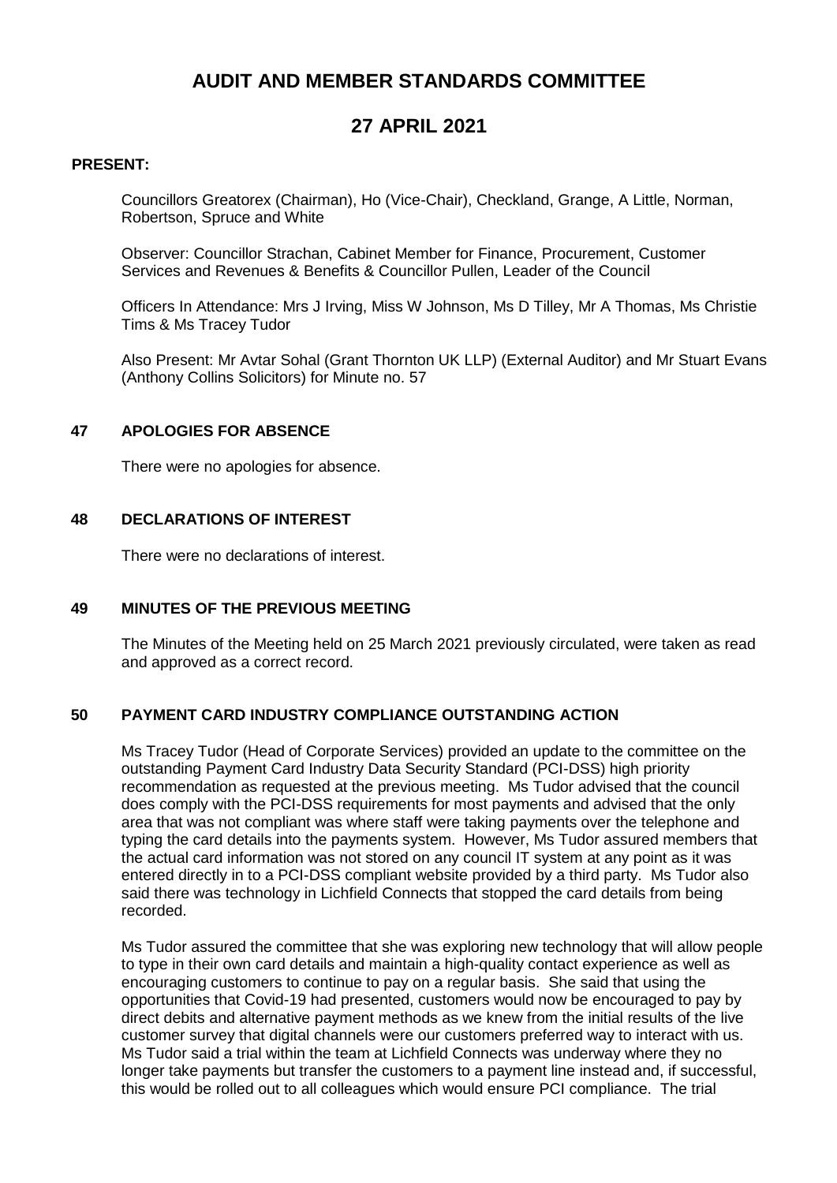# AUDIT AND MEMBER STANDARDS COMMITTEE

# 27 APRIL 2021

**PRESENT:**

Councillors Greatorex (Chairman), Ho (Vice-Chair), Checkland, Grange, A Little, Norman, Robertson, Spruce and White

Observer: Councillor Strachan, Cabinet Member for Finance, Procurement, Customer Services and Revenues & Benefits & Councillor Pullen, Leader of the Council

Officers In Attendance: Mrs J Irving, Miss W Johnson, Ms D Tilley, Mr A Thomas, Ms Christie Tims & Ms Tracey Tudor

Also Present: Mr Avtar Sohal (Grant Thornton UK LLP) (External Auditor) and Mr Stuart Evans (Anthony Collins Solicitors) for Minute no. 57

## 47 APOLOGIES FOR ABSENCE

There were no apologies for absence.

## 48 DECLARATIONS OF INTEREST

There were no declarations of interest.

## 49 MINUTES OF THE PREVIOUS MEETING

The Minutes of the Meeting held on 25 March 2021 previously circulated, were taken as read and approved as a correct record.

## 50 PAYMENT CARD INDUSTRY COMPLIANCE OUTSTANDING ACTION

Ms Tracey Tudor (Head of Corporate Services) provided an update to the committee on the outstanding Payment Card Industry Data Security Standard (PCI-DSS) high priority recommendation as requested at the previous meeting. Ms Tudor advised that the council does comply with the PCI-DSS requirements for most payments and advised that the only area that was not compliant was where staff were taking payments over the telephone and typing the card details into the payments system. However, Ms Tudor assured members that the actual card information was not stored on any council IT system at any point as it was entered directly in to a PCI-DSS compliant website provided by a third party. Ms Tudor also said there was technology in Lichfield Connects that stopped the card details from being recorded.

Ms Tudor assured the committee that she was exploring new technology that will allow people to type in their own card details and maintain a high-quality contact experience as well as encouraging customers to continue to pay on a regular basis. She said that using the opportunities that Covid-19 had presented, customers would now be encouraged to pay by direct debits and alternative payment methods as we knew from the initial results of the live customer survey that digital channels were our customers preferred way to interact with us. Ms Tudor said a trial within the team at Lichfield Connects was underway where they no longer take payments but transfer the customers to a payment line instead and, if successful, this would be rolled out to all colleagues which would ensure PCI compliance. The trial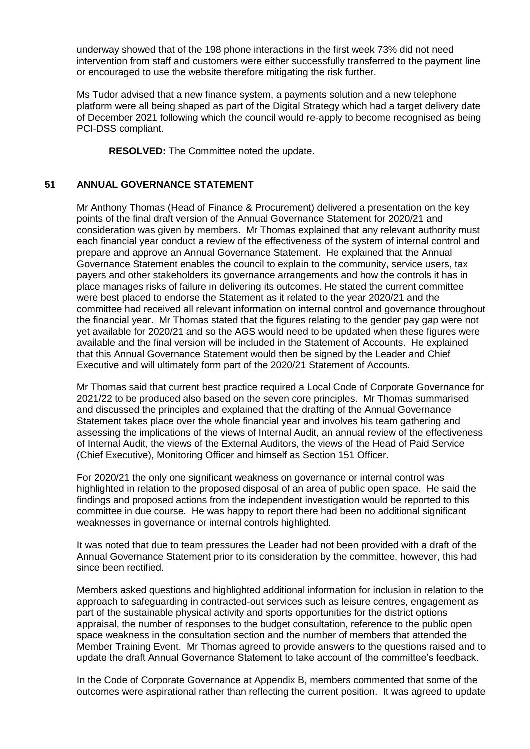underway showed that of the 198 phone interactions in the first week 73% did not need intervention from staff and customers were either successfully transferred to the payment line or encouraged to use the website therefore mitigating the risk further.

Ms Tudor advised that a new finance system, a payments solution and a new telephone platform were all being shaped as part of the Digital Strategy which had a target delivery date of December 2021 following which the council would re-apply to become recognised as being PCI-DSS compliant.

**RESOLVED:** The Committee noted the update.

## 51 ANNUAL GOVERNANCE STATEMENT

Mr Anthony Thomas (Head of Finance & Procurement) delivered a presentation on the key points of the final draft version of the Annual Governance Statement for 2020/21 and consideration was given by members. Mr Thomas explained that any relevant authority must each financial year conduct a review of the effectiveness of the system of internal control and prepare and approve an Annual Governance Statement. He explained that the Annual Governance Statement enables the council to explain to the community, service users, tax payers and other stakeholders its governance arrangements and how the controls it has in place manages risks of failure in delivering its outcomes. He stated the current committee were best placed to endorse the Statement as it related to the year 2020/21 and the committee had received all relevant information on internal control and governance throughout the financial year. Mr Thomas stated that the figures relating to the gender pay gap were not yet available for 2020/21 and so the AGS would need to be updated when these figures were available and the final version will be included in the Statement of Accounts. He explained that this Annual Governance Statement would then be signed by the Leader and Chief Executive and will ultimately form part of the 2020/21 Statement of Accounts.

Mr Thomas said that current best practice required a Local Code of Corporate Governance for 2021/22 to be produced also based on the seven core principles. Mr Thomas summarised and discussed the principles and explained that the drafting of the Annual Governance Statement takes place over the whole financial year and involves his team gathering and assessing the implications of the views of Internal Audit, an annual review of the effectiveness of Internal Audit, the views of the External Auditors, the views of the Head of Paid Service (Chief Executive), Monitoring Officer and himself as Section 151 Officer.

For 2020/21 the only one significant weakness on governance or internal control was highlighted in relation to the proposed disposal of an area of public open space. He said the findings and proposed actions from the independent investigation would be reported to this committee in due course. He was happy to report there had been no additional significant weaknesses in governance or internal controls highlighted.

It was noted that due to team pressures the Leader had not been provided with a draft of the Annual Governance Statement prior to its consideration by the committee, however, this had since been rectified.

Members asked questions and highlighted additional information for inclusion in relation to the approach to safeguarding in contracted-out services such as leisure centres, engagement as part of the sustainable physical activity and sports opportunities for the district options appraisal, the number of responses to the budget consultation, reference to the public open space weakness in the consultation section and the number of members that attended the Member Training Event. Mr Thomas agreed to provide answers to the questions raised and to update the draft Annual Governance Statement to take account of the committee's feedback.

In the Code of Corporate Governance at Appendix B, members commented that some of the outcomes were aspirational rather than reflecting the current position. It was agreed to update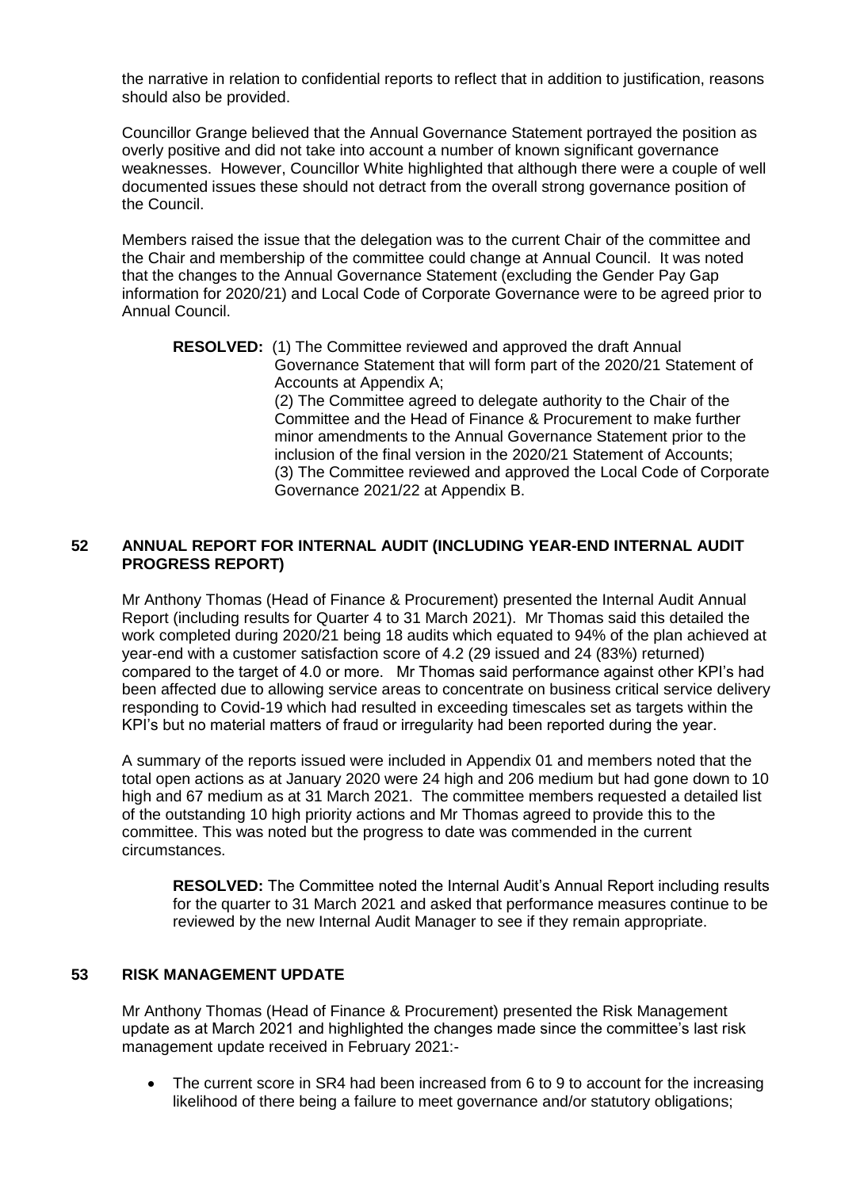the narrative in relation to confidential reports to reflect that in addition to justification, reasons should also be provided.

Councillor Grange believed that the Annual Governance Statement portrayed the position as overly positive and did not take into account a number of known significant governance weaknesses. However, Councillor White highlighted that although there were a couple of well documented issues these should not detract from the overall strong governance position of the Council.

Members raised the issue that the delegation was to the current Chair of the committee and the Chair and membership of the committee could change at Annual Council. It was noted that the changes to the Annual Governance Statement (excluding the Gender Pay Gap information for 2020/21) and Local Code of Corporate Governance were to be agreed prior to Annual Council.

> **RESOLVED:** (1) The Committee reviewed and approved the draft Annual Governance Statement that will form part of the 2020/21 Statement of Accounts at Appendix A;
> (2) The Committee agreed to delegate authority to the Chair of the Committee and the Head of Finance & Procurement to make further minor amendments to the Annual Governance Statement prior to the inclusion of the final version in the 2020/21 Statement of Accounts;
> (3) The Committee reviewed and approved the Local Code of Corporate Governance 2021/22 at Appendix B.

## 52 ANNUAL REPORT FOR INTERNAL AUDIT (INCLUDING YEAR-END INTERNAL AUDIT PROGRESS REPORT)

Mr Anthony Thomas (Head of Finance & Procurement) presented the Internal Audit Annual Report (including results for Quarter 4 to 31 March 2021). Mr Thomas said this detailed the work completed during 2020/21 being 18 audits which equated to 94% of the plan achieved at year-end with a customer satisfaction score of 4.2 (29 issued and 24 (83%) returned) compared to the target of 4.0 or more. Mr Thomas said performance against other KPI's had been affected due to allowing service areas to concentrate on business critical service delivery responding to Covid-19 which had resulted in exceeding timescales set as targets within the KPI's but no material matters of fraud or irregularity had been reported during the year.

A summary of the reports issued were included in Appendix 01 and members noted that the total open actions as at January 2020 were 24 high and 206 medium but had gone down to 10 high and 67 medium as at 31 March 2021. The committee members requested a detailed list of the outstanding 10 high priority actions and Mr Thomas agreed to provide this to the committee. This was noted but the progress to date was commended in the current circumstances.

> **RESOLVED:** The Committee noted the Internal Audit's Annual Report including results for the quarter to 31 March 2021 and asked that performance measures continue to be reviewed by the new Internal Audit Manager to see if they remain appropriate.

## 53 RISK MANAGEMENT UPDATE

Mr Anthony Thomas (Head of Finance & Procurement) presented the Risk Management update as at March 2021 and highlighted the changes made since the committee's last risk management update received in February 2021:-

- The current score in SR4 had been increased from 6 to 9 to account for the increasing likelihood of there being a failure to meet governance and/or statutory obligations;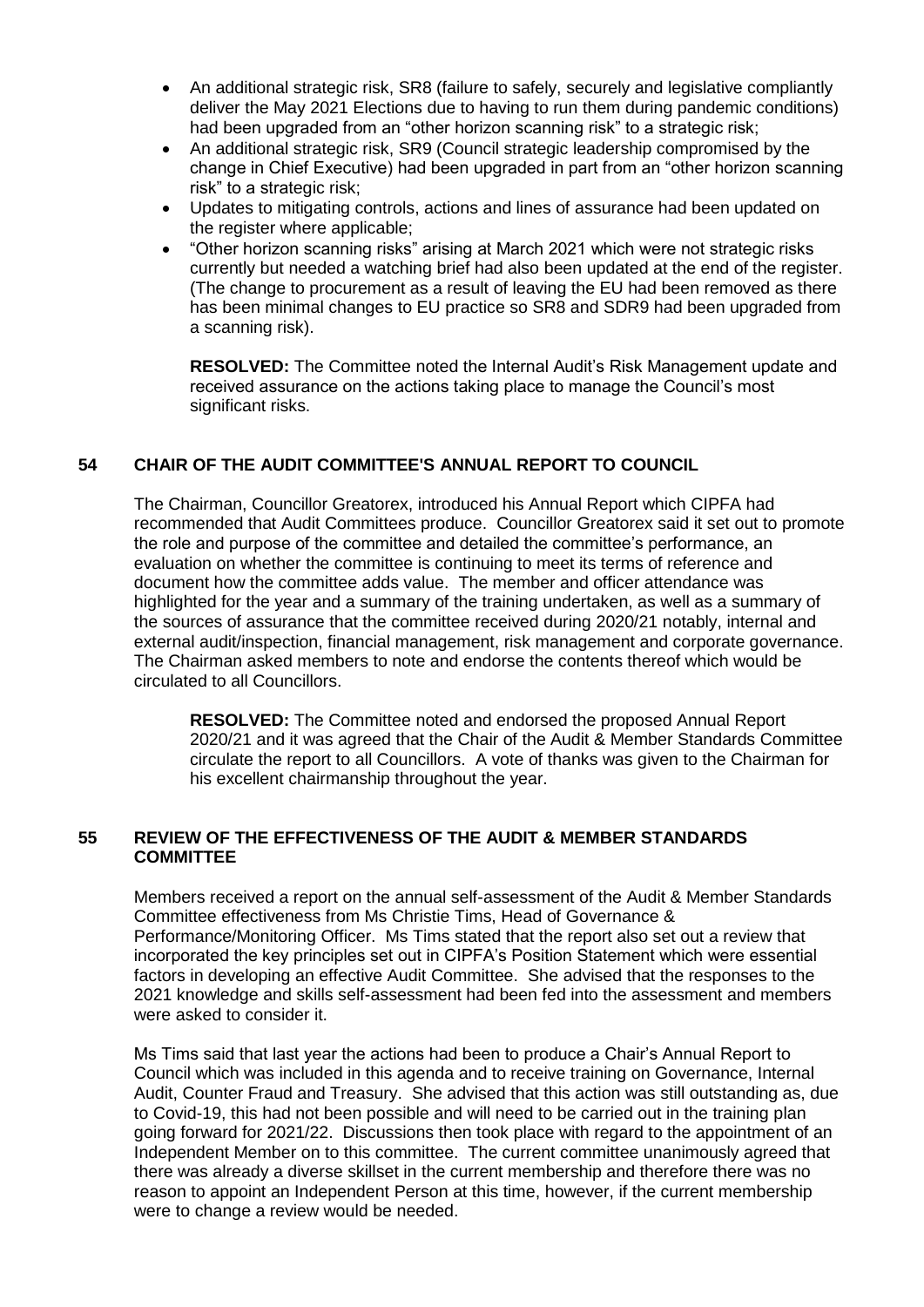- An additional strategic risk, SR8 (failure to safely, securely and legislative compliantly deliver the May 2021 Elections due to having to run them during pandemic conditions) had been upgraded from an "other horizon scanning risk" to a strategic risk;
- An additional strategic risk, SR9 (Council strategic leadership compromised by the change in Chief Executive) had been upgraded in part from an "other horizon scanning risk" to a strategic risk;
- Updates to mitigating controls, actions and lines of assurance had been updated on the register where applicable;
- "Other horizon scanning risks" arising at March 2021 which were not strategic risks currently but needed a watching brief had also been updated at the end of the register. (The change to procurement as a result of leaving the EU had been removed as there has been minimal changes to EU practice so SR8 and SDR9 had been upgraded from a scanning risk).

  **RESOLVED:** The Committee noted the Internal Audit's Risk Management update and received assurance on the actions taking place to manage the Council's most significant risks.

## 54 CHAIR OF THE AUDIT COMMITTEE'S ANNUAL REPORT TO COUNCIL

The Chairman, Councillor Greatorex, introduced his Annual Report which CIPFA had recommended that Audit Committees produce. Councillor Greatorex said it set out to promote the role and purpose of the committee and detailed the committee's performance, an evaluation on whether the committee is continuing to meet its terms of reference and document how the committee adds value. The member and officer attendance was highlighted for the year and a summary of the training undertaken, as well as a summary of the sources of assurance that the committee received during 2020/21 notably, internal and external audit/inspection, financial management, risk management and corporate governance. The Chairman asked members to note and endorse the contents thereof which would be circulated to all Councillors.

> **RESOLVED:** The Committee noted and endorsed the proposed Annual Report 2020/21 and it was agreed that the Chair of the Audit & Member Standards Committee circulate the report to all Councillors. A vote of thanks was given to the Chairman for his excellent chairmanship throughout the year.

## 55 REVIEW OF THE EFFECTIVENESS OF THE AUDIT & MEMBER STANDARDS COMMITTEE

Members received a report on the annual self-assessment of the Audit & Member Standards Committee effectiveness from Ms Christie Tims, Head of Governance & Performance/Monitoring Officer. Ms Tims stated that the report also set out a review that incorporated the key principles set out in CIPFA's Position Statement which were essential factors in developing an effective Audit Committee. She advised that the responses to the 2021 knowledge and skills self-assessment had been fed into the assessment and members were asked to consider it.

Ms Tims said that last year the actions had been to produce a Chair's Annual Report to Council which was included in this agenda and to receive training on Governance, Internal Audit, Counter Fraud and Treasury. She advised that this action was still outstanding as, due to Covid-19, this had not been possible and will need to be carried out in the training plan going forward for 2021/22. Discussions then took place with regard to the appointment of an Independent Member on to this committee. The current committee unanimously agreed that there was already a diverse skillset in the current membership and therefore there was no reason to appoint an Independent Person at this time, however, if the current membership were to change a review would be needed.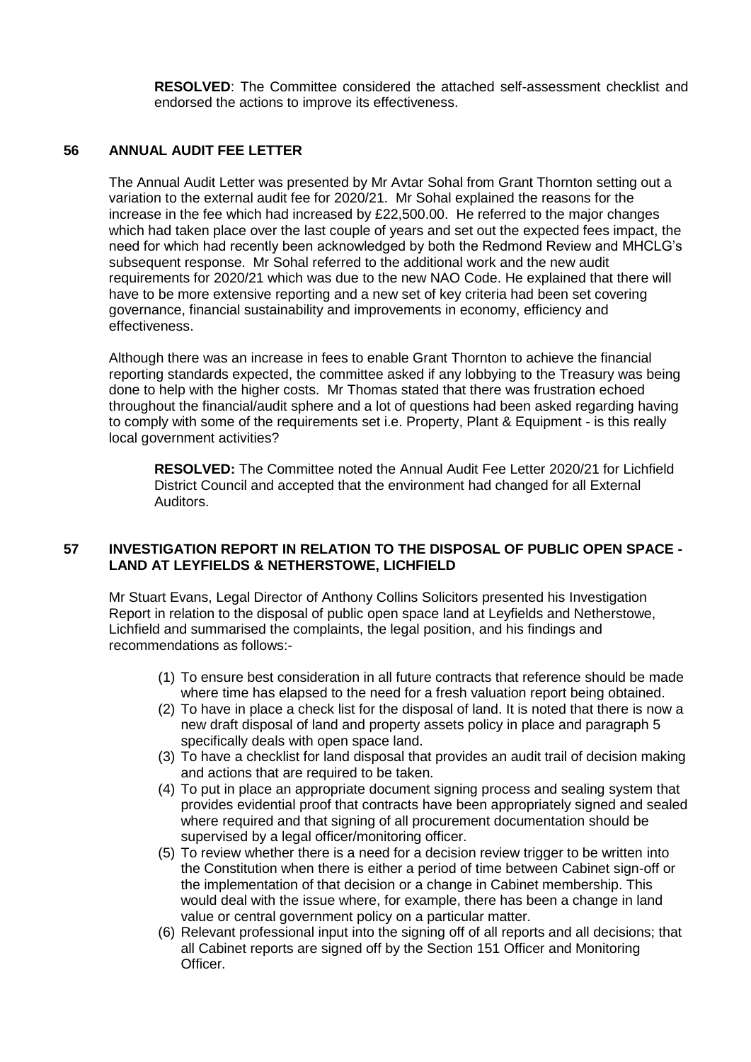**RESOLVED**: The Committee considered the attached self-assessment checklist and endorsed the actions to improve its effectiveness.

## 56 ANNUAL AUDIT FEE LETTER

The Annual Audit Letter was presented by Mr Avtar Sohal from Grant Thornton setting out a variation to the external audit fee for 2020/21. Mr Sohal explained the reasons for the increase in the fee which had increased by £22,500.00. He referred to the major changes which had taken place over the last couple of years and set out the expected fees impact, the need for which had recently been acknowledged by both the Redmond Review and MHCLG's subsequent response. Mr Sohal referred to the additional work and the new audit requirements for 2020/21 which was due to the new NAO Code. He explained that there will have to be more extensive reporting and a new set of key criteria had been set covering governance, financial sustainability and improvements in economy, efficiency and effectiveness.

Although there was an increase in fees to enable Grant Thornton to achieve the financial reporting standards expected, the committee asked if any lobbying to the Treasury was being done to help with the higher costs. Mr Thomas stated that there was frustration echoed throughout the financial/audit sphere and a lot of questions had been asked regarding having to comply with some of the requirements set i.e. Property, Plant & Equipment - is this really local government activities?

**RESOLVED:** The Committee noted the Annual Audit Fee Letter 2020/21 for Lichfield District Council and accepted that the environment had changed for all External Auditors.

## 57 INVESTIGATION REPORT IN RELATION TO THE DISPOSAL OF PUBLIC OPEN SPACE - LAND AT LEYFIELDS & NETHERSTOWE, LICHFIELD

Mr Stuart Evans, Legal Director of Anthony Collins Solicitors presented his Investigation Report in relation to the disposal of public open space land at Leyfields and Netherstowe, Lichfield and summarised the complaints, the legal position, and his findings and recommendations as follows:-

(1) To ensure best consideration in all future contracts that reference should be made where time has elapsed to the need for a fresh valuation report being obtained.
(2) To have in place a check list for the disposal of land. It is noted that there is now a new draft disposal of land and property assets policy in place and paragraph 5 specifically deals with open space land.
(3) To have a checklist for land disposal that provides an audit trail of decision making and actions that are required to be taken.
(4) To put in place an appropriate document signing process and sealing system that provides evidential proof that contracts have been appropriately signed and sealed where required and that signing of all procurement documentation should be supervised by a legal officer/monitoring officer.
(5) To review whether there is a need for a decision review trigger to be written into the Constitution when there is either a period of time between Cabinet sign-off or the implementation of that decision or a change in Cabinet membership. This would deal with the issue where, for example, there has been a change in land value or central government policy on a particular matter.
(6) Relevant professional input into the signing off of all reports and all decisions; that all Cabinet reports are signed off by the Section 151 Officer and Monitoring Officer.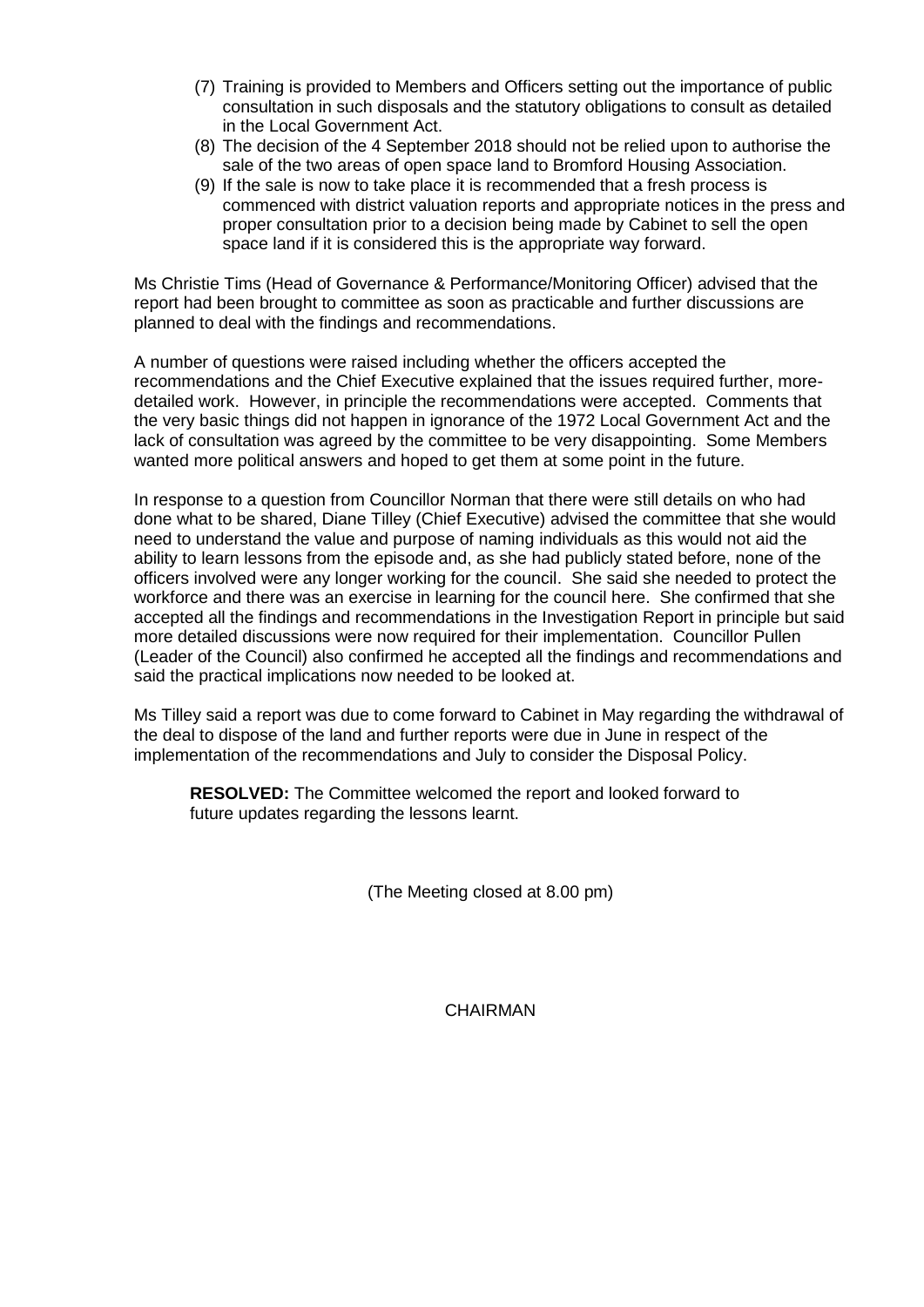(7) Training is provided to Members and Officers setting out the importance of public consultation in such disposals and the statutory obligations to consult as detailed in the Local Government Act.

(8) The decision of the 4 September 2018 should not be relied upon to authorise the sale of the two areas of open space land to Bromford Housing Association.

(9) If the sale is now to take place it is recommended that a fresh process is commenced with district valuation reports and appropriate notices in the press and proper consultation prior to a decision being made by Cabinet to sell the open space land if it is considered this is the appropriate way forward.

Ms Christie Tims (Head of Governance & Performance/Monitoring Officer) advised that the report had been brought to committee as soon as practicable and further discussions are planned to deal with the findings and recommendations.

A number of questions were raised including whether the officers accepted the recommendations and the Chief Executive explained that the issues required further, more-detailed work. However, in principle the recommendations were accepted. Comments that the very basic things did not happen in ignorance of the 1972 Local Government Act and the lack of consultation was agreed by the committee to be very disappointing. Some Members wanted more political answers and hoped to get them at some point in the future.

In response to a question from Councillor Norman that there were still details on who had done what to be shared, Diane Tilley (Chief Executive) advised the committee that she would need to understand the value and purpose of naming individuals as this would not aid the ability to learn lessons from the episode and, as she had publicly stated before, none of the officers involved were any longer working for the council. She said she needed to protect the workforce and there was an exercise in learning for the council here. She confirmed that she accepted all the findings and recommendations in the Investigation Report in principle but said more detailed discussions were now required for their implementation. Councillor Pullen (Leader of the Council) also confirmed he accepted all the findings and recommendations and said the practical implications now needed to be looked at.

Ms Tilley said a report was due to come forward to Cabinet in May regarding the withdrawal of the deal to dispose of the land and further reports were due in June in respect of the implementation of the recommendations and July to consider the Disposal Policy.

**RESOLVED:** The Committee welcomed the report and looked forward to future updates regarding the lessons learnt.

(The Meeting closed at 8.00 pm)

CHAIRMAN